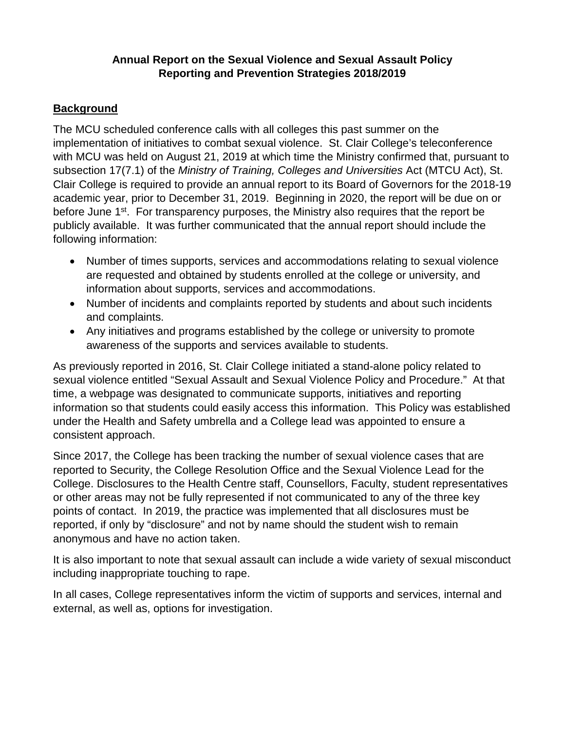# Annual Report on the Sexual Violence and Sexual Assault Policy Reporting and Prevention Strategies 2018/2019

## Background

The MCU scheduled conference calls with all colleges this past summer on the implementation of initiatives to combat sexual violence. St. Clair College's teleconference with MCU was held on August 21, 2019 at which time the Ministry confirmed that, pursuant to subsection 17(7.1) of the *Ministry of Training, Colleges and Universities* Act (MTCU Act), St. Clair College is required to provide an annual report to its Board of Governors for the 2018-19 academic year, prior to December 31, 2019. Beginning in 2020, the report will be due on or before June 1st. For transparency purposes, the Ministry also requires that the report be publicly available. It was further communicated that the annual report should include the following information:

- Number of times supports, services and accommodations relating to sexual violence are requested and obtained by students enrolled at the college or university, and information about supports, services and accommodations.
- Number of incidents and complaints reported by students and about such incidents and complaints.
- Any initiatives and programs established by the college or university to promote awareness of the supports and services available to students.

As previously reported in 2016, St. Clair College initiated a stand-alone policy related to sexual violence entitled "Sexual Assault and Sexual Violence Policy and Procedure." At that time, a webpage was designated to communicate supports, initiatives and reporting information so that students could easily access this information. This Policy was established under the Health and Safety umbrella and a College lead was appointed to ensure a consistent approach.

Since 2017, the College has been tracking the number of sexual violence cases that are reported to Security, the College Resolution Office and the Sexual Violence Lead for the College. Disclosures to the Health Centre staff, Counsellors, Faculty, student representatives or other areas may not be fully represented if not communicated to any of the three key points of contact. In 2019, the practice was implemented that all disclosures must be reported, if only by "disclosure" and not by name should the student wish to remain anonymous and have no action taken.

It is also important to note that sexual assault can include a wide variety of sexual misconduct including inappropriate touching to rape.

In all cases, College representatives inform the victim of supports and services, internal and external, as well as, options for investigation.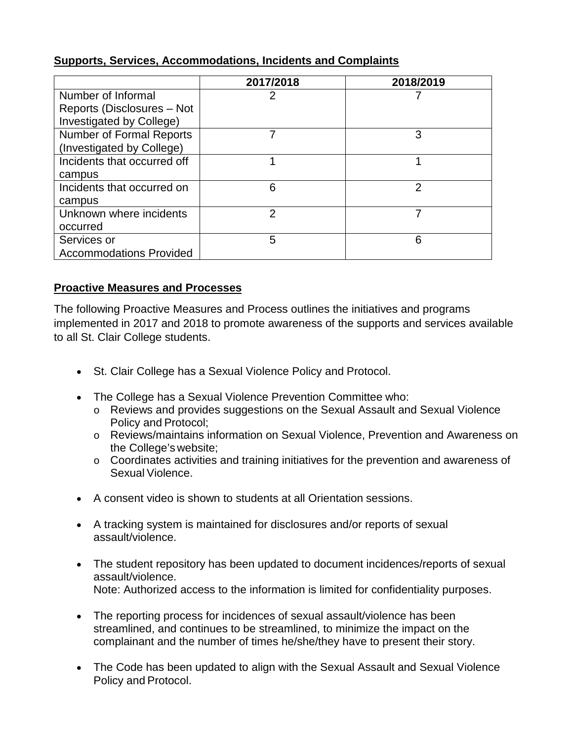**Supports, Services, Accommodations, Incidents and Complaints**

| | 2017/2018 | 2018/2019 |
|---|---|---|
| Number of Informal Reports (Disclosures – Not Investigated by College) | 2 | 7 |
| Number of Formal Reports (Investigated by College) | 7 | 3 |
| Incidents that occurred off campus | 1 | 1 |
| Incidents that occurred on campus | 6 | 2 |
| Unknown where incidents occurred | 2 | 7 |
| Services or Accommodations Provided | 5 | 6 |

**Proactive Measures and Processes**

The following Proactive Measures and Process outlines the initiatives and programs implemented in 2017 and 2018 to promote awareness of the supports and services available to all St. Clair College students.

- St. Clair College has a Sexual Violence Policy and Protocol.
- The College has a Sexual Violence Prevention Committee who:
  - Reviews and provides suggestions on the Sexual Assault and Sexual Violence Policy and Protocol;
  - Reviews/maintains information on Sexual Violence, Prevention and Awareness on the College's website;
  - Coordinates activities and training initiatives for the prevention and awareness of Sexual Violence.
- A consent video is shown to students at all Orientation sessions.
- A tracking system is maintained for disclosures and/or reports of sexual assault/violence.
- The student repository has been updated to document incidences/reports of sexual assault/violence.
  Note: Authorized access to the information is limited for confidentiality purposes.
- The reporting process for incidences of sexual assault/violence has been streamlined, and continues to be streamlined, to minimize the impact on the complainant and the number of times he/she/they have to present their story.
- The Code has been updated to align with the Sexual Assault and Sexual Violence Policy and Protocol.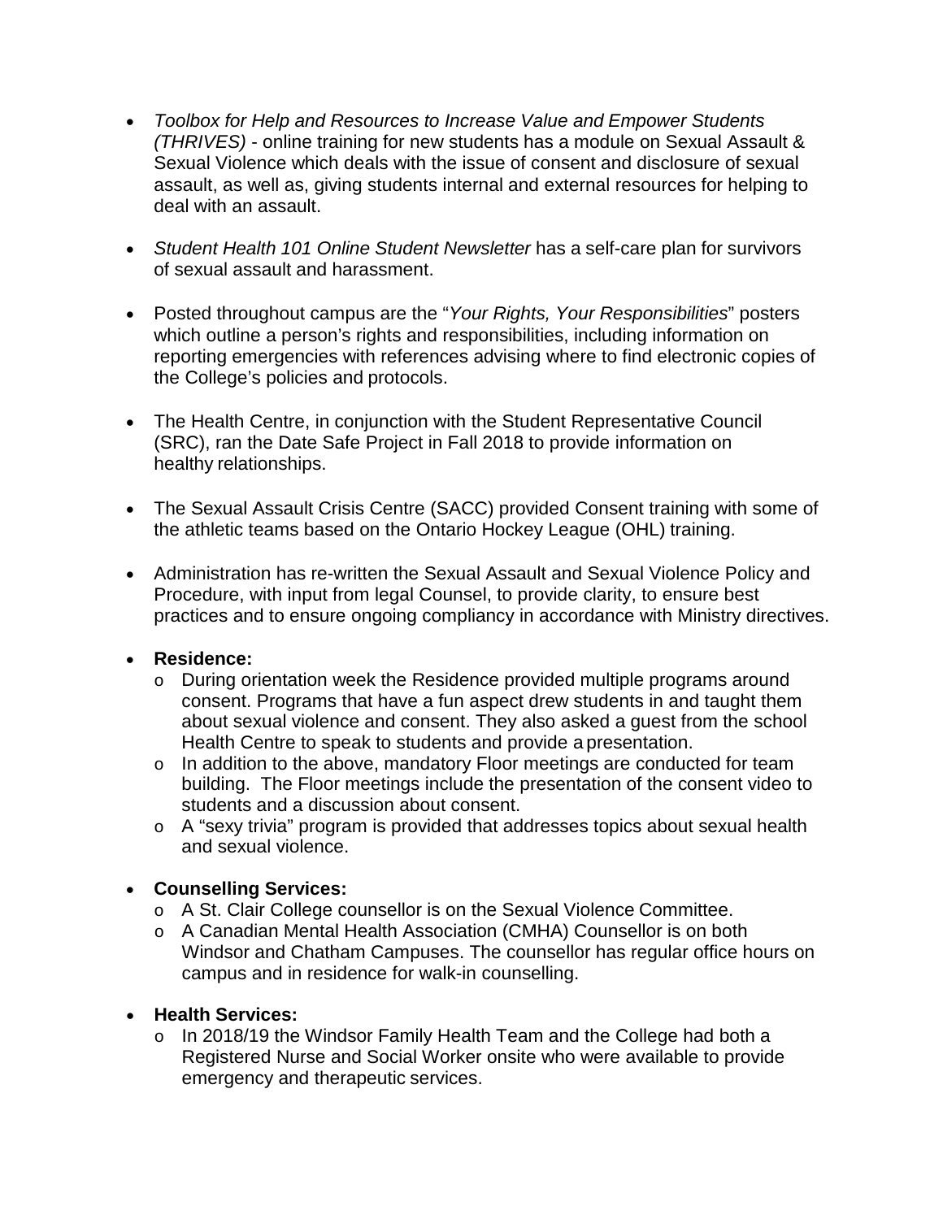- *Toolbox for Help and Resources to Increase Value and Empower Students (THRIVES)* - online training for new students has a module on Sexual Assault & Sexual Violence which deals with the issue of consent and disclosure of sexual assault, as well as, giving students internal and external resources for helping to deal with an assault.

- *Student Health 101 Online Student Newsletter* has a self-care plan for survivors of sexual assault and harassment.

- Posted throughout campus are the "*Your Rights, Your Responsibilities*" posters which outline a person's rights and responsibilities, including information on reporting emergencies with references advising where to find electronic copies of the College's policies and protocols.

- The Health Centre, in conjunction with the Student Representative Council (SRC), ran the Date Safe Project in Fall 2018 to provide information on healthy relationships.

- The Sexual Assault Crisis Centre (SACC) provided Consent training with some of the athletic teams based on the Ontario Hockey League (OHL) training.

- Administration has re-written the Sexual Assault and Sexual Violence Policy and Procedure, with input from legal Counsel, to provide clarity, to ensure best practices and to ensure ongoing compliancy in accordance with Ministry directives.

- **Residence:**
  - During orientation week the Residence provided multiple programs around consent. Programs that have a fun aspect drew students in and taught them about sexual violence and consent. They also asked a guest from the school Health Centre to speak to students and provide a presentation.
  - In addition to the above, mandatory Floor meetings are conducted for team building. The Floor meetings include the presentation of the consent video to students and a discussion about consent.
  - A "sexy trivia" program is provided that addresses topics about sexual health and sexual violence.

- **Counselling Services:**
  - A St. Clair College counsellor is on the Sexual Violence Committee.
  - A Canadian Mental Health Association (CMHA) Counsellor is on both Windsor and Chatham Campuses. The counsellor has regular office hours on campus and in residence for walk-in counselling.

- **Health Services:**
  - In 2018/19 the Windsor Family Health Team and the College had both a Registered Nurse and Social Worker onsite who were available to provide emergency and therapeutic services.